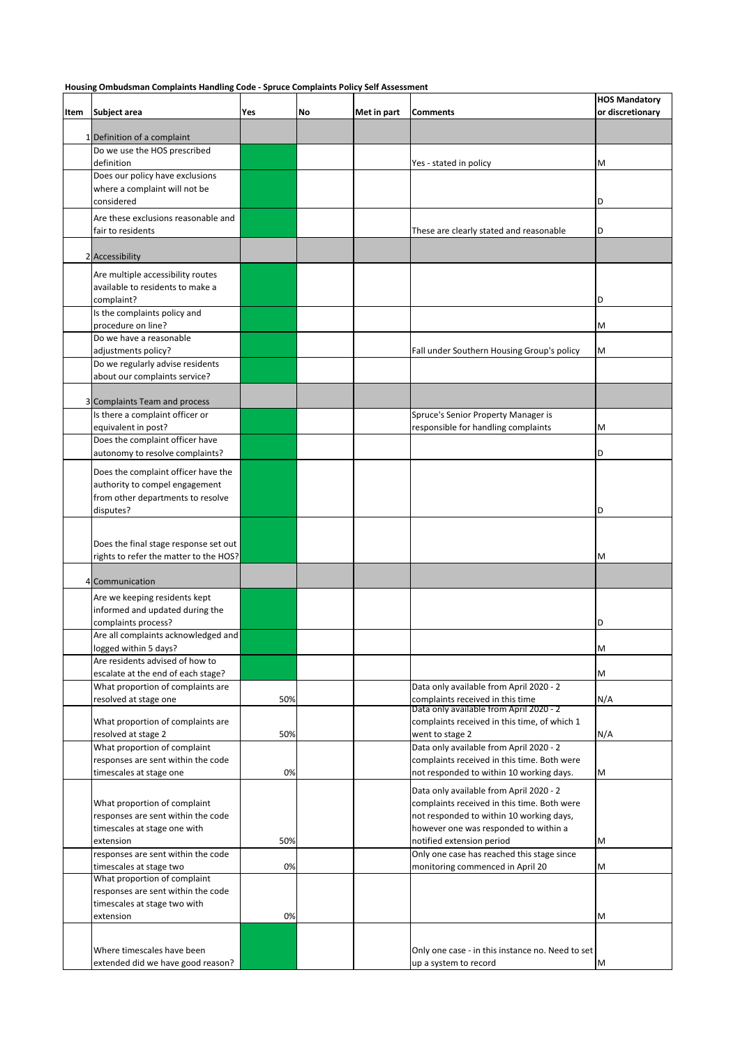**Housing Ombudsman Complaints Handling Code - Spruce Complaints Policy Self Assessment**

| Item | Subject area | Yes | No | Met in part | Comments | HOS Mandatory or discretionary |
|---|---|---|---|---|---|---|
| 1 | Definition of a complaint | | | | | |
| | Do we use the HOS prescribed definition | | | | Yes - stated in policy | M |
| | Does our policy have exclusions where a complaint will not be considered | | | | | D |
| | Are these exclusions reasonable and fair to residents | | | | These are clearly stated and reasonable | D |
| 2 | Accessibility | | | | | |
| | Are multiple accessibility routes available to residents to make a complaint? | | | | | D |
| | Is the complaints policy and procedure on line? | | | | | M |
| | Do we have a reasonable adjustments policy? | | | | Fall under Southern Housing Group's policy | M |
| | Do we regularly advise residents about our complaints service? | | | | | |
| 3 | Complaints Team and process | | | | | |
| | Is there a complaint officer or equivalent in post? | | | | Spruce's Senior Property Manager is responsible for handling complaints | M |
| | Does the complaint officer have autonomy to resolve complaints? | | | | | D |
| | Does the complaint officer have the authority to compel engagement from other departments to resolve disputes? | | | | | D |
| | Does the final stage response set out rights to refer the matter to the HOS? | | | | | M |
| 4 | Communication | | | | | |
| | Are we keeping residents kept informed and updated during the complaints process? | | | | | D |
| | Are all complaints acknowledged and logged within 5 days? | | | | | M |
| | Are residents advised of how to escalate at the end of each stage? | | | | | M |
| | What proportion of complaints are resolved at stage one | 50% | | | Data only available from April 2020 - 2 complaints received in this time | N/A |
| | What proportion of complaints are resolved at stage 2 | 50% | | | Data only available from April 2020 - 2 complaints received in this time, of which 1 went to stage 2 | N/A |
| | What proportion of complaint responses are sent within the code timescales at stage one | 0% | | | Data only available from April 2020 - 2 complaints received in this time. Both were not responded to within 10 working days. | M |
| | What proportion of complaint responses are sent within the code timescales at stage one with extension | 50% | | | Data only available from April 2020 - 2 complaints received in this time. Both were not responded to within 10 working days, however one was responded to within a notified extension period | M |
| | responses are sent within the code timescales at stage two | 0% | | | Only one case has reached this stage since monitoring commenced in April 20 | M |
| | What proportion of complaint responses are sent within the code timescales at stage two with extension | 0% | | | | M |
| | Where timescales have been extended did we have good reason? | | | | Only one case - in this instance no. Need to set up a system to record | M |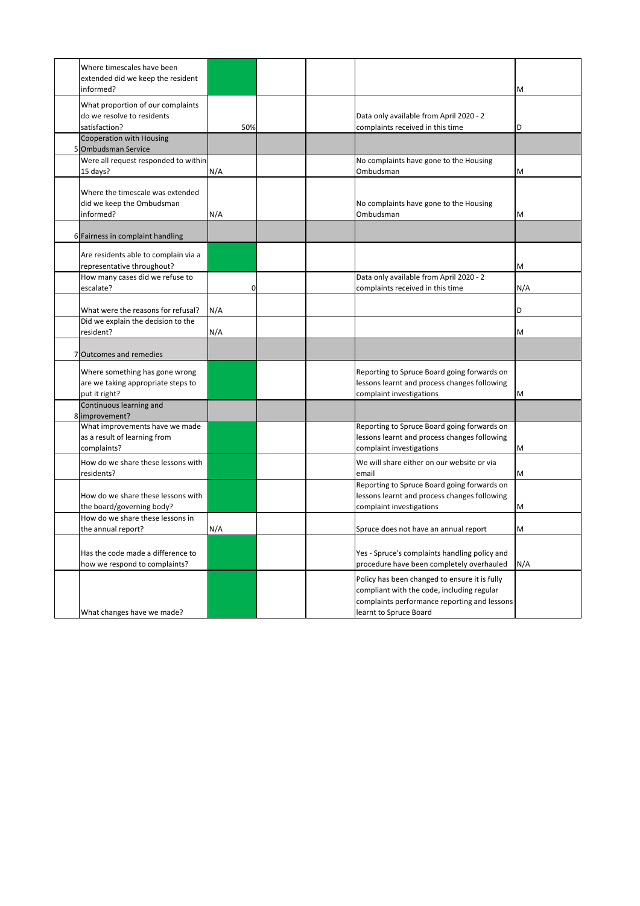| | | | | | | |
|---|---|---|---|---|---|---|
| | Where timescales have been extended did we keep the resident informed? | | | | | M |
| | What proportion of our complaints do we resolve to residents satisfaction? | 50% | | | Data only available from April 2020 - 2 complaints received in this time | D |
| 5 | Cooperation with Housing Ombudsman Service | | | | | |
| | Were all request responded to within 15 days? | N/A | | | No complaints have gone to the Housing Ombudsman | M |
| | Where the timescale was extended did we keep the Ombudsman informed? | N/A | | | No complaints have gone to the Housing Ombudsman | M |
| 6 | Fairness in complaint handling | | | | | |
| | Are residents able to complain via a representative throughout? | | | | | M |
| | How many cases did we refuse to escalate? | 0 | | | Data only available from April 2020 - 2 complaints received in this time | N/A |
| | What were the reasons for refusal? | N/A | | | | D |
| | Did we explain the decision to the resident? | N/A | | | | M |
| 7 | Outcomes and remedies | | | | | |
| | Where something has gone wrong are we taking appropriate steps to put it right? | | | | Reporting to Spruce Board going forwards on lessons learnt and process changes following complaint investigations | M |
| 8 | Continuous learning and improvement? | | | | | |
| | What improvements have we made as a result of learning from complaints? | | | | Reporting to Spruce Board going forwards on lessons learnt and process changes following complaint investigations | M |
| | How do we share these lessons with residents? | | | | We will share either on our website or via email | M |
| | How do we share these lessons with the board/governing body? | | | | Reporting to Spruce Board going forwards on lessons learnt and process changes following complaint investigations | M |
| | How do we share these lessons in the annual report? | N/A | | | Spruce does not have an annual report | M |
| | Has the code made a difference to how we respond to complaints? | | | | Yes - Spruce's complaints handling policy and procedure have been completely overhauled | N/A |
| | What changes have we made? | | | | Policy has been changed to ensure it is fully compliant with the code, including regular complaints performance reporting and lessons learnt to Spruce Board | |